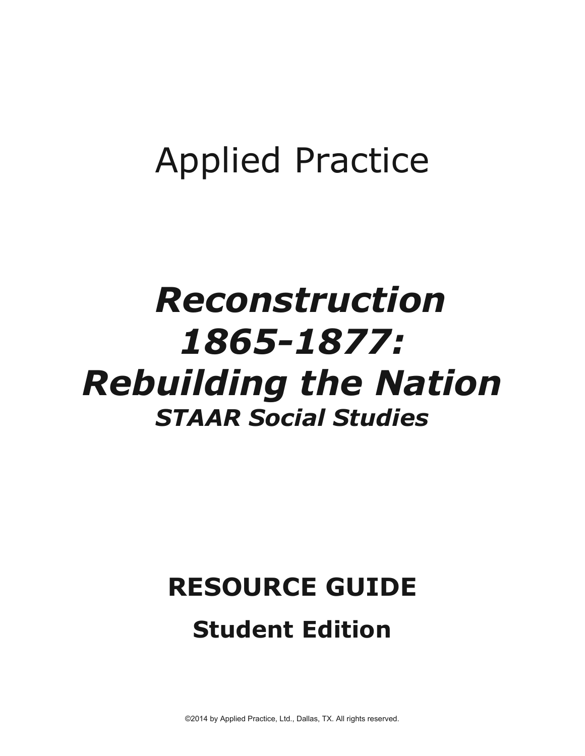# Applied Practice

# *Reconstruction 1865-1877: Rebuilding the Nation*

## *STAAR Social Studies*

## **RESOURCE GUIDE**

### **Student Edition**

©2014 by Applied Practice, Ltd., Dallas, TX. All rights reserved.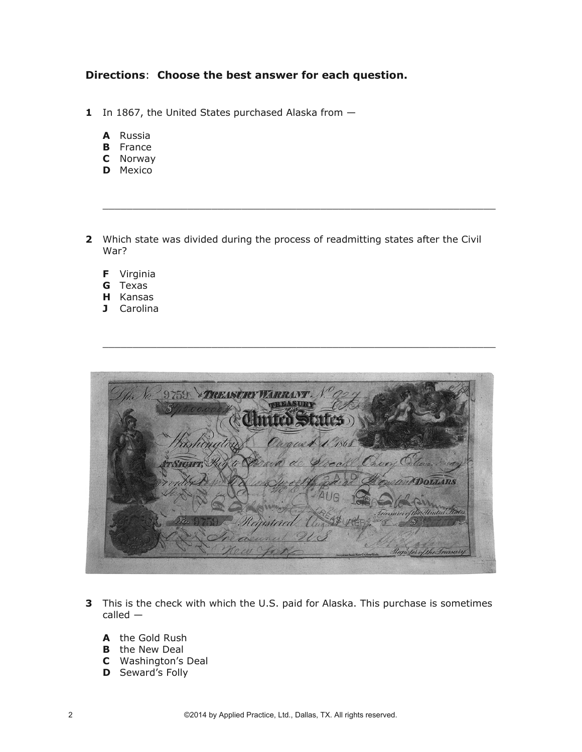**Directions**: **Choose the best answer for each question.**

**1** In 1867, the United States purchased Alaska from —

**A** Russia
**B** France
**C** Norway
**D** Mexico

---

**2** Which state was divided during the process of readmitting states after the Civil War?

**F** Virginia
**G** Texas
**H** Kansas
**J** Carolina

---

**3** This is the check with which the U.S. paid for Alaska. This purchase is sometimes called —

**A** the Gold Rush
**B** the New Deal
**C** Washington's Deal
**D** Seward's Folly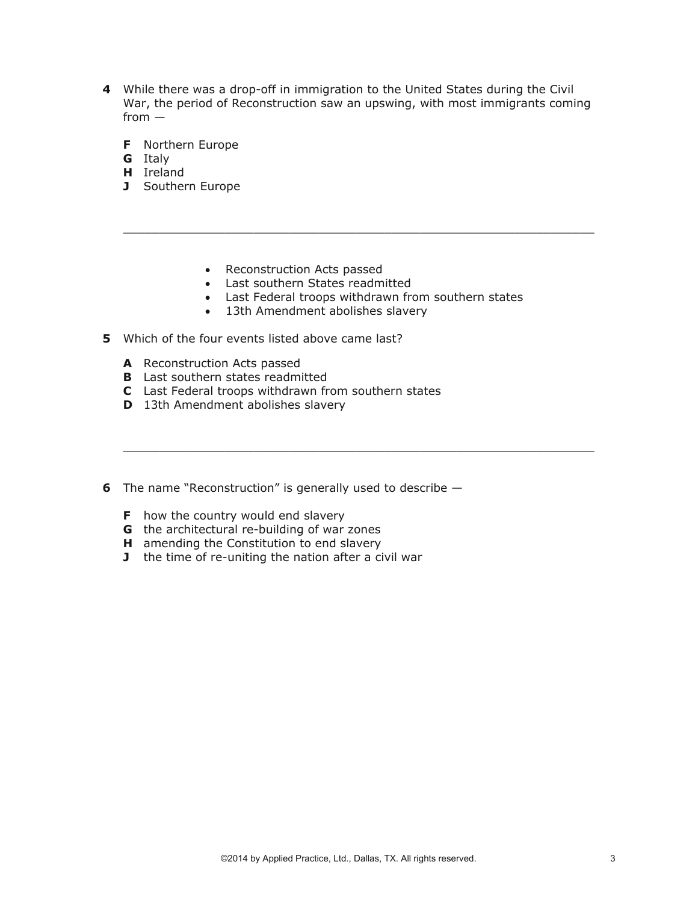**4** While there was a drop-off in immigration to the United States during the Civil War, the period of Reconstruction saw an upswing, with most immigrants coming from —

**F** Northern Europe
**G** Italy
**H** Ireland
**J** Southern Europe

---

- Reconstruction Acts passed
- Last southern States readmitted
- Last Federal troops withdrawn from southern states
- 13th Amendment abolishes slavery

**5** Which of the four events listed above came last?

**A** Reconstruction Acts passed
**B** Last southern states readmitted
**C** Last Federal troops withdrawn from southern states
**D** 13th Amendment abolishes slavery

---

**6** The name "Reconstruction" is generally used to describe —

**F** how the country would end slavery
**G** the architectural re-building of war zones
**H** amending the Constitution to end slavery
**J** the time of re-uniting the nation after a civil war

©2014 by Applied Practice, Ltd., Dallas, TX. All rights reserved.